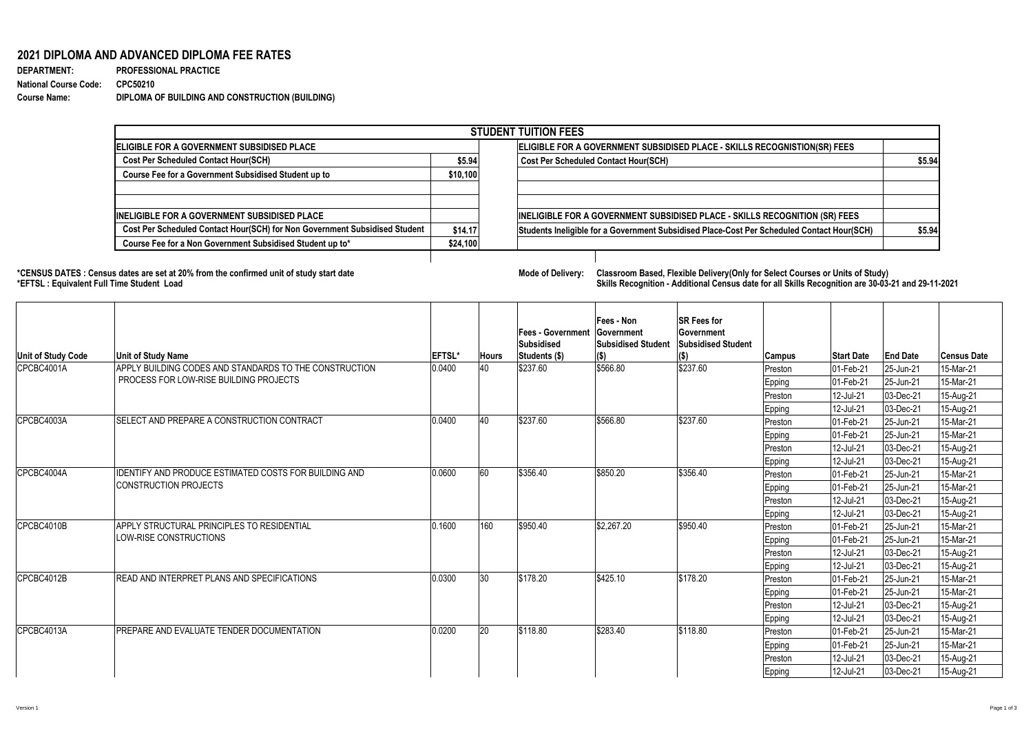## 2021 DIPLOMA AND ADVANCED DIPLOMA FEE RATES

**DEPARTMENT:** PROFESSIONAL PRACTICE
**National Course Code:** CPC50210
**Course Name:** DIPLOMA OF BUILDING AND CONSTRUCTION (BUILDING)

| STUDENT TUITION FEES | | | |
|---|---|---|---|
| **ELIGIBLE FOR A GOVERNMENT SUBSIDISED PLACE** | | **ELIGIBLE FOR A GOVERNMENT SUBSIDISED PLACE - SKILLS RECOGNISTION(SR) FEES** | |
| Cost Per Scheduled Contact Hour(SCH) | $5.94 | Cost Per Scheduled Contact Hour(SCH) | $5.94 |
| Course Fee for a Government Subsidised Student up to | $10,100 | | |
| | | | |
| | | | |
| **INELIGIBLE FOR A GOVERNMENT SUBSIDISED PLACE** | | **INELIGIBLE FOR A GOVERNMENT SUBSIDISED PLACE - SKILLS RECOGNITION (SR) FEES** | |
| Cost Per Scheduled Contact Hour(SCH) for Non Government Subsidised Student | $14.17 | Students Ineligible for a Government Subsidised Place-Cost Per Scheduled Contact Hour(SCH) | $5.94 |
| Course Fee for a Non Government Subsidised Student up to* | $24,100 | | |

*CENSUS DATES : Census dates are set at 20% from the confirmed unit of study start date
*EFTSL : Equivalent Full Time Student Load

**Mode of Delivery:** Classroom Based, Flexible Delivery(Only for Select Courses or Units of Study)
Skills Recognition - Additional Census date for all Skills Recognition are 30-03-21 and 29-11-2021

| Unit of Study Code | Unit of Study Name | EFTSL* | Hours | Fees - Government Subsidised Students ($) | Fees - Non Government Subsidised Student ($) | SR Fees for Government Subsidised Student ($) | Campus | Start Date | End Date | Census Date |
|---|---|---|---|---|---|---|---|---|---|---|
| CPCBC4001A | APPLY BUILDING CODES AND STANDARDS TO THE CONSTRUCTION PROCESS FOR LOW-RISE BUILDING PROJECTS | 0.0400 | 40 | $237.60 | $566.80 | $237.60 | Preston | 01-Feb-21 | 25-Jun-21 | 15-Mar-21 |
| | | | | | | | Epping | 01-Feb-21 | 25-Jun-21 | 15-Mar-21 |
| | | | | | | | Preston | 12-Jul-21 | 03-Dec-21 | 15-Aug-21 |
| | | | | | | | Epping | 12-Jul-21 | 03-Dec-21 | 15-Aug-21 |
| CPCBC4003A | SELECT AND PREPARE A CONSTRUCTION CONTRACT | 0.0400 | 40 | $237.60 | $566.80 | $237.60 | Preston | 01-Feb-21 | 25-Jun-21 | 15-Mar-21 |
| | | | | | | | Epping | 01-Feb-21 | 25-Jun-21 | 15-Mar-21 |
| | | | | | | | Preston | 12-Jul-21 | 03-Dec-21 | 15-Aug-21 |
| | | | | | | | Epping | 12-Jul-21 | 03-Dec-21 | 15-Aug-21 |
| CPCBC4004A | IDENTIFY AND PRODUCE ESTIMATED COSTS FOR BUILDING AND CONSTRUCTION PROJECTS | 0.0600 | 60 | $356.40 | $850.20 | $356.40 | Preston | 01-Feb-21 | 25-Jun-21 | 15-Mar-21 |
| | | | | | | | Epping | 01-Feb-21 | 25-Jun-21 | 15-Mar-21 |
| | | | | | | | Preston | 12-Jul-21 | 03-Dec-21 | 15-Aug-21 |
| | | | | | | | Epping | 12-Jul-21 | 03-Dec-21 | 15-Aug-21 |
| CPCBC4010B | APPLY STRUCTURAL PRINCIPLES TO RESIDENTIAL LOW-RISE CONSTRUCTIONS | 0.1600 | 160 | $950.40 | $2,267.20 | $950.40 | Preston | 01-Feb-21 | 25-Jun-21 | 15-Mar-21 |
| | | | | | | | Epping | 01-Feb-21 | 25-Jun-21 | 15-Mar-21 |
| | | | | | | | Preston | 12-Jul-21 | 03-Dec-21 | 15-Aug-21 |
| | | | | | | | Epping | 12-Jul-21 | 03-Dec-21 | 15-Aug-21 |
| CPCBC4012B | READ AND INTERPRET PLANS AND SPECIFICATIONS | 0.0300 | 30 | $178.20 | $425.10 | $178.20 | Preston | 01-Feb-21 | 25-Jun-21 | 15-Mar-21 |
| | | | | | | | Epping | 01-Feb-21 | 25-Jun-21 | 15-Mar-21 |
| | | | | | | | Preston | 12-Jul-21 | 03-Dec-21 | 15-Aug-21 |
| | | | | | | | Epping | 12-Jul-21 | 03-Dec-21 | 15-Aug-21 |
| CPCBC4013A | PREPARE AND EVALUATE TENDER DOCUMENTATION | 0.0200 | 20 | $118.80 | $283.40 | $118.80 | Preston | 01-Feb-21 | 25-Jun-21 | 15-Mar-21 |
| | | | | | | | Epping | 01-Feb-21 | 25-Jun-21 | 15-Mar-21 |
| | | | | | | | Preston | 12-Jul-21 | 03-Dec-21 | 15-Aug-21 |
| | | | | | | | Epping | 12-Jul-21 | 03-Dec-21 | 15-Aug-21 |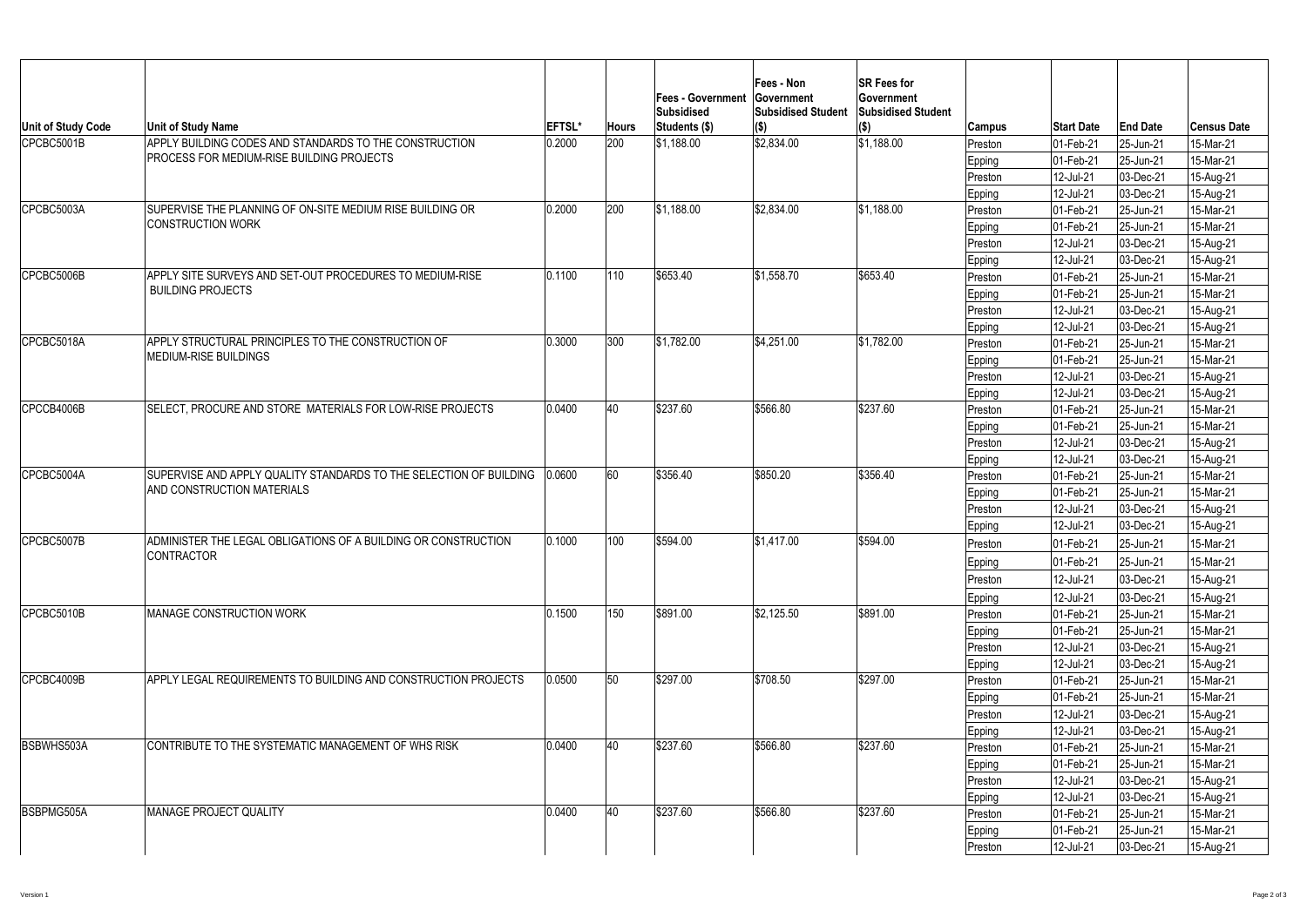| Unit of Study Code | Unit of Study Name | EFTSL* | Hours | Fees - Government Subsidised Students ($) | Fees - Non Government Subsidised Student ($) | SR Fees for Government Subsidised Student ($) | Campus | Start Date | End Date | Census Date |
|---|---|---|---|---|---|---|---|---|---|---|
| CPCBC5001B | APPLY BUILDING CODES AND STANDARDS TO THE CONSTRUCTION PROCESS FOR MEDIUM-RISE BUILDING PROJECTS | 0.2000 | 200 | $1,188.00 | $2,834.00 | $1,188.00 | Preston | 01-Feb-21 | 25-Jun-21 | 15-Mar-21 |
| | | | | | | | Epping | 01-Feb-21 | 25-Jun-21 | 15-Mar-21 |
| | | | | | | | Preston | 12-Jul-21 | 03-Dec-21 | 15-Aug-21 |
| | | | | | | | Epping | 12-Jul-21 | 03-Dec-21 | 15-Aug-21 |
| CPCBC5003A | SUPERVISE THE PLANNING OF ON-SITE MEDIUM RISE BUILDING OR CONSTRUCTION WORK | 0.2000 | 200 | $1,188.00 | $2,834.00 | $1,188.00 | Preston | 01-Feb-21 | 25-Jun-21 | 15-Mar-21 |
| | | | | | | | Epping | 01-Feb-21 | 25-Jun-21 | 15-Mar-21 |
| | | | | | | | Preston | 12-Jul-21 | 03-Dec-21 | 15-Aug-21 |
| | | | | | | | Epping | 12-Jul-21 | 03-Dec-21 | 15-Aug-21 |
| CPCBC5006B | APPLY SITE SURVEYS AND SET-OUT PROCEDURES TO MEDIUM-RISE BUILDING PROJECTS | 0.1100 | 110 | $653.40 | $1,558.70 | $653.40 | Preston | 01-Feb-21 | 25-Jun-21 | 15-Mar-21 |
| | | | | | | | Epping | 01-Feb-21 | 25-Jun-21 | 15-Mar-21 |
| | | | | | | | Preston | 12-Jul-21 | 03-Dec-21 | 15-Aug-21 |
| | | | | | | | Epping | 12-Jul-21 | 03-Dec-21 | 15-Aug-21 |
| CPCBC5018A | APPLY STRUCTURAL PRINCIPLES TO THE CONSTRUCTION OF MEDIUM-RISE BUILDINGS | 0.3000 | 300 | $1,782.00 | $4,251.00 | $1,782.00 | Preston | 01-Feb-21 | 25-Jun-21 | 15-Mar-21 |
| | | | | | | | Epping | 01-Feb-21 | 25-Jun-21 | 15-Mar-21 |
| | | | | | | | Preston | 12-Jul-21 | 03-Dec-21 | 15-Aug-21 |
| | | | | | | | Epping | 12-Jul-21 | 03-Dec-21 | 15-Aug-21 |
| CPCCB4006B | SELECT, PROCURE AND STORE MATERIALS FOR LOW-RISE PROJECTS | 0.0400 | 40 | $237.60 | $566.80 | $237.60 | Preston | 01-Feb-21 | 25-Jun-21 | 15-Mar-21 |
| | | | | | | | Epping | 01-Feb-21 | 25-Jun-21 | 15-Mar-21 |
| | | | | | | | Preston | 12-Jul-21 | 03-Dec-21 | 15-Aug-21 |
| | | | | | | | Epping | 12-Jul-21 | 03-Dec-21 | 15-Aug-21 |
| CPCBC5004A | SUPERVISE AND APPLY QUALITY STANDARDS TO THE SELECTION OF BUILDING AND CONSTRUCTION MATERIALS | 0.0600 | 60 | $356.40 | $850.20 | $356.40 | Preston | 01-Feb-21 | 25-Jun-21 | 15-Mar-21 |
| | | | | | | | Epping | 01-Feb-21 | 25-Jun-21 | 15-Mar-21 |
| | | | | | | | Preston | 12-Jul-21 | 03-Dec-21 | 15-Aug-21 |
| | | | | | | | Epping | 12-Jul-21 | 03-Dec-21 | 15-Aug-21 |
| CPCBC5007B | ADMINISTER THE LEGAL OBLIGATIONS OF A BUILDING OR CONSTRUCTION CONTRACTOR | 0.1000 | 100 | $594.00 | $1,417.00 | $594.00 | Preston | 01-Feb-21 | 25-Jun-21 | 15-Mar-21 |
| | | | | | | | Epping | 01-Feb-21 | 25-Jun-21 | 15-Mar-21 |
| | | | | | | | Preston | 12-Jul-21 | 03-Dec-21 | 15-Aug-21 |
| | | | | | | | Epping | 12-Jul-21 | 03-Dec-21 | 15-Aug-21 |
| CPCBC5010B | MANAGE CONSTRUCTION WORK | 0.1500 | 150 | $891.00 | $2,125.50 | $891.00 | Preston | 01-Feb-21 | 25-Jun-21 | 15-Mar-21 |
| | | | | | | | Epping | 01-Feb-21 | 25-Jun-21 | 15-Mar-21 |
| | | | | | | | Preston | 12-Jul-21 | 03-Dec-21 | 15-Aug-21 |
| | | | | | | | Epping | 12-Jul-21 | 03-Dec-21 | 15-Aug-21 |
| CPCBC4009B | APPLY LEGAL REQUIREMENTS TO BUILDING AND CONSTRUCTION PROJECTS | 0.0500 | 50 | $297.00 | $708.50 | $297.00 | Preston | 01-Feb-21 | 25-Jun-21 | 15-Mar-21 |
| | | | | | | | Epping | 01-Feb-21 | 25-Jun-21 | 15-Mar-21 |
| | | | | | | | Preston | 12-Jul-21 | 03-Dec-21 | 15-Aug-21 |
| | | | | | | | Epping | 12-Jul-21 | 03-Dec-21 | 15-Aug-21 |
| BSBWHS503A | CONTRIBUTE TO THE SYSTEMATIC MANAGEMENT OF WHS RISK | 0.0400 | 40 | $237.60 | $566.80 | $237.60 | Preston | 01-Feb-21 | 25-Jun-21 | 15-Mar-21 |
| | | | | | | | Epping | 01-Feb-21 | 25-Jun-21 | 15-Mar-21 |
| | | | | | | | Preston | 12-Jul-21 | 03-Dec-21 | 15-Aug-21 |
| | | | | | | | Epping | 12-Jul-21 | 03-Dec-21 | 15-Aug-21 |
| BSBPMG505A | MANAGE PROJECT QUALITY | 0.0400 | 40 | $237.60 | $566.80 | $237.60 | Preston | 01-Feb-21 | 25-Jun-21 | 15-Mar-21 |
| | | | | | | | Epping | 01-Feb-21 | 25-Jun-21 | 15-Mar-21 |
| | | | | | | | Preston | 12-Jul-21 | 03-Dec-21 | 15-Aug-21 |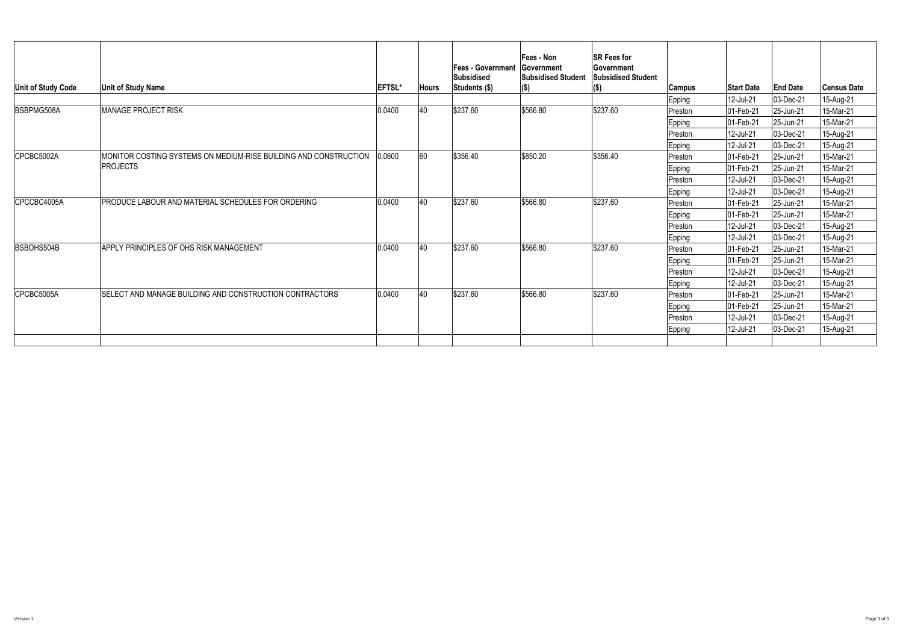| Unit of Study Code | Unit of Study Name | EFTSL* | Hours | Fees - Government Subsidised Students ($) | Fees - Non Government Subsidised Student ($) | SR Fees for Government Subsidised Student ($) | Campus | Start Date | End Date | Census Date |
|---|---|---|---|---|---|---|---|---|---|---|
| | | | | | | | Epping | 12-Jul-21 | 03-Dec-21 | 15-Aug-21 |
| BSBPMG508A | MANAGE PROJECT RISK | 0.0400 | 40 | $237.60 | $566.80 | $237.60 | Preston | 01-Feb-21 | 25-Jun-21 | 15-Mar-21 |
| | | | | | | | Epping | 01-Feb-21 | 25-Jun-21 | 15-Mar-21 |
| | | | | | | | Preston | 12-Jul-21 | 03-Dec-21 | 15-Aug-21 |
| | | | | | | | Epping | 12-Jul-21 | 03-Dec-21 | 15-Aug-21 |
| CPCBC5002A | MONITOR COSTING SYSTEMS ON MEDIUM-RISE BUILDING AND CONSTRUCTION PROJECTS | 0.0600 | 60 | $356.40 | $850.20 | $356.40 | Preston | 01-Feb-21 | 25-Jun-21 | 15-Mar-21 |
| | | | | | | | Epping | 01-Feb-21 | 25-Jun-21 | 15-Mar-21 |
| | | | | | | | Preston | 12-Jul-21 | 03-Dec-21 | 15-Aug-21 |
| | | | | | | | Epping | 12-Jul-21 | 03-Dec-21 | 15-Aug-21 |
| CPCCBC4005A | PRODUCE LABOUR AND MATERIAL SCHEDULES FOR ORDERING | 0.0400 | 40 | $237.60 | $566.80 | $237.60 | Preston | 01-Feb-21 | 25-Jun-21 | 15-Mar-21 |
| | | | | | | | Epping | 01-Feb-21 | 25-Jun-21 | 15-Mar-21 |
| | | | | | | | Preston | 12-Jul-21 | 03-Dec-21 | 15-Aug-21 |
| | | | | | | | Epping | 12-Jul-21 | 03-Dec-21 | 15-Aug-21 |
| BSBOHS504B | APPLY PRINCIPLES OF OHS RISK MANAGEMENT | 0.0400 | 40 | $237.60 | $566.80 | $237.60 | Preston | 01-Feb-21 | 25-Jun-21 | 15-Mar-21 |
| | | | | | | | Epping | 01-Feb-21 | 25-Jun-21 | 15-Mar-21 |
| | | | | | | | Preston | 12-Jul-21 | 03-Dec-21 | 15-Aug-21 |
| | | | | | | | Epping | 12-Jul-21 | 03-Dec-21 | 15-Aug-21 |
| CPCBC5005A | SELECT AND MANAGE BUILDING AND CONSTRUCTION CONTRACTORS | 0.0400 | 40 | $237.60 | $566.80 | $237.60 | Preston | 01-Feb-21 | 25-Jun-21 | 15-Mar-21 |
| | | | | | | | Epping | 01-Feb-21 | 25-Jun-21 | 15-Mar-21 |
| | | | | | | | Preston | 12-Jul-21 | 03-Dec-21 | 15-Aug-21 |
| | | | | | | | Epping | 12-Jul-21 | 03-Dec-21 | 15-Aug-21 |

Version 1